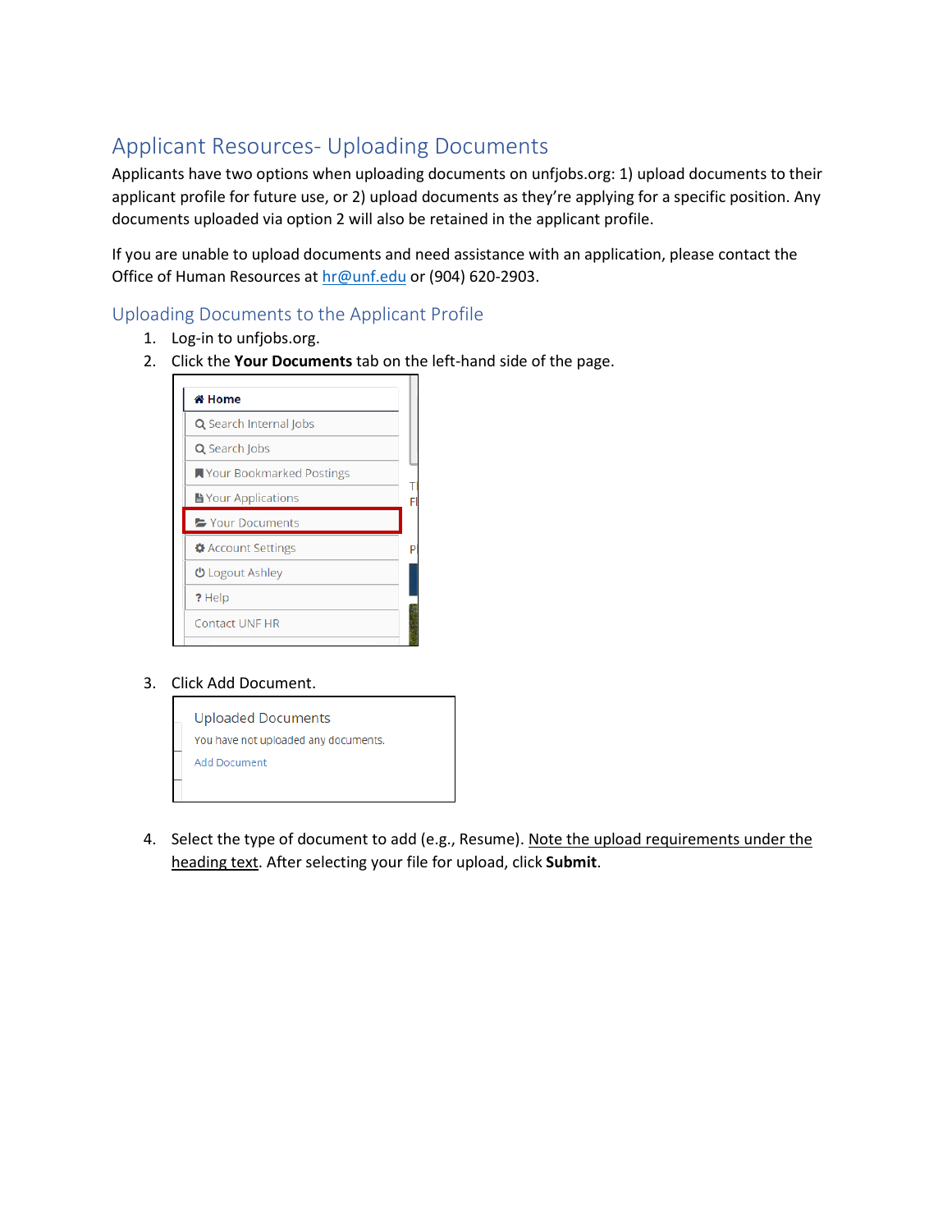# Applicant Resources- Uploading Documents

Applicants have two options when uploading documents on unfjobs.org: 1) upload documents to their applicant profile for future use, or 2) upload documents as they're applying for a specific position. Any documents uploaded via option 2 will also be retained in the applicant profile.

If you are unable to upload documents and need assistance with an application, please contact the Office of Human Resources at [hr@unf.edu](mailto:hr@unf.edu) or (904) 620-2903.

## Uploading Documents to the Applicant Profile

1. Log-in to unfjobs.org.
2. Click the **Your Documents** tab on the left-hand side of the page.
3. Click Add Document.
4. Select the type of document to add (e.g., Resume). <u>Note the upload requirements under the heading text</u>. After selecting your file for upload, click **Submit**.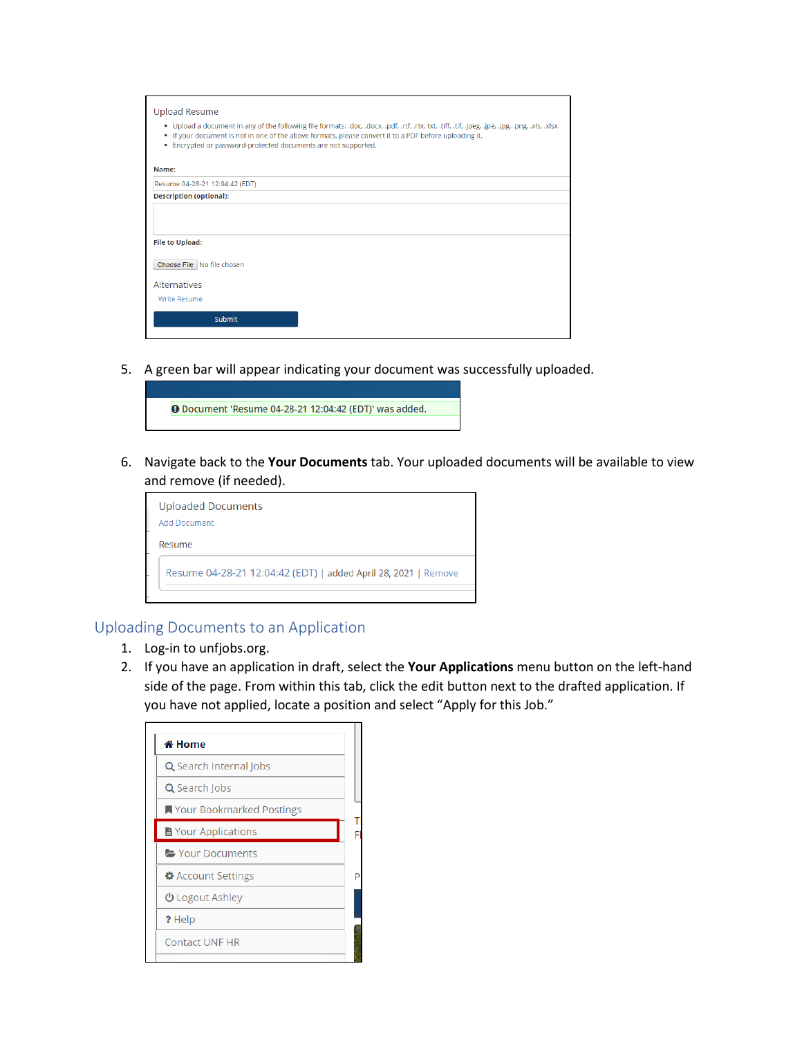Upload Resume

- Upload a document in any of the following file formats: .doc, .docx, .pdf, .rtf, .rtx, txt, .tiff, .tif, .jpeg, .jpe, .jpg, .png, .xls, .xlsx
- If your document is not in one of the above formats, please convert it to a PDF before uploading it.
- Encrypted or password-protected documents are not supported.

**Name:**

Resume 04-28-21 12:04:42 (EDT)

**Description (optional):**

**File to Upload:**

Choose File No file chosen

Alternatives

Write Resume

Submit

5. A green bar will appear indicating your document was successfully uploaded.

Document 'Resume 04-28-21 12:04:42 (EDT)' was added.

6. Navigate back to the **Your Documents** tab. Your uploaded documents will be available to view and remove (if needed).

Uploaded Documents

Add Document

Resume

Resume 04-28-21 12:04:42 (EDT) | added April 28, 2021 | Remove

## Uploading Documents to an Application

1. Log-in to unfjobs.org.
2. If you have an application in draft, select the **Your Applications** menu button on the left-hand side of the page. From within this tab, click the edit button next to the drafted application. If you have not applied, locate a position and select "Apply for this Job."

- Home
- Search Internal Jobs
- Search Jobs
- Your Bookmarked Postings
- Your Applications
- Your Documents
- Account Settings
- Logout Ashley
- Help
- Contact UNF HR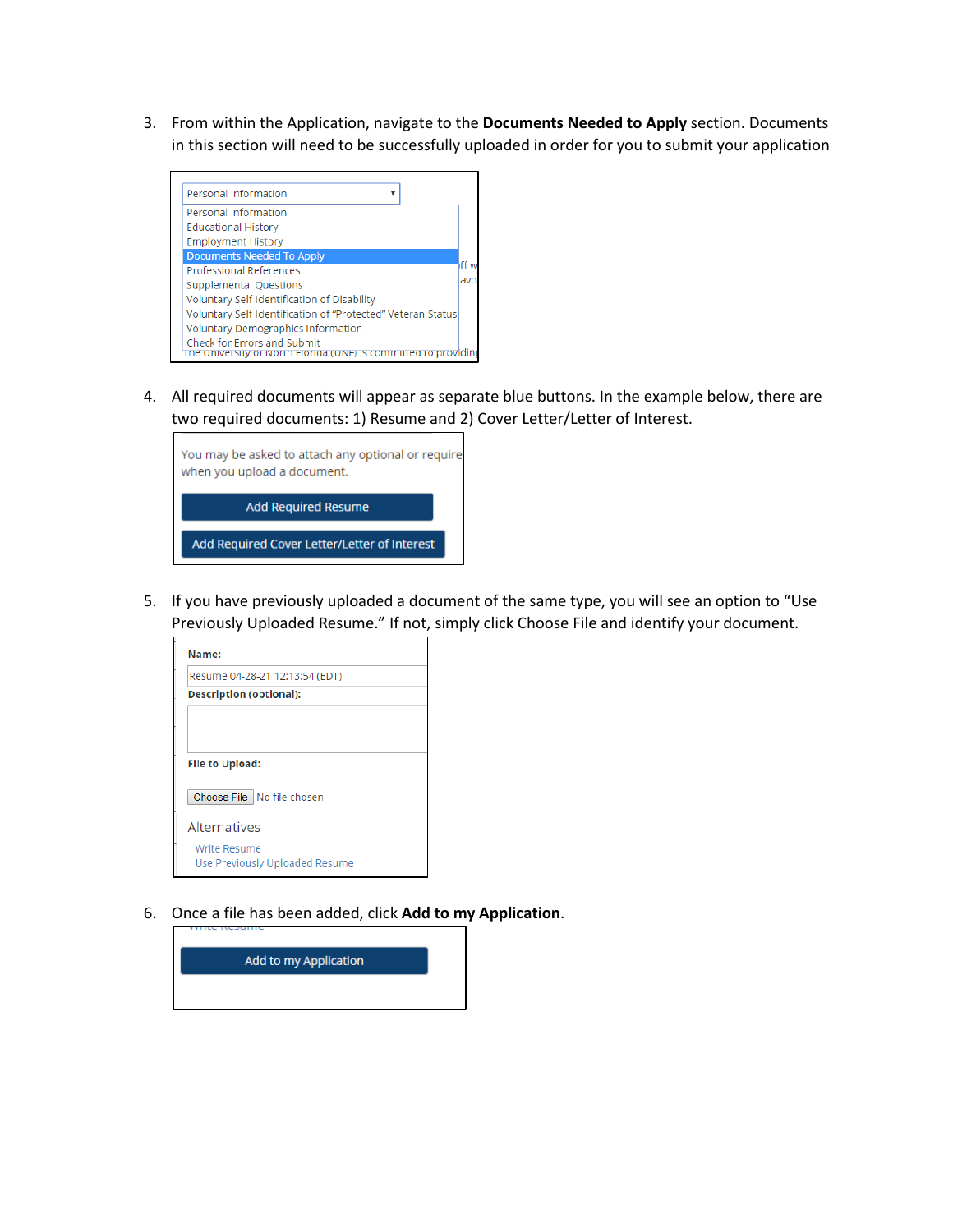3. From within the Application, navigate to the **Documents Needed to Apply** section. Documents in this section will need to be successfully uploaded in order for you to submit your application

4. All required documents will appear as separate blue buttons. In the example below, there are two required documents: 1) Resume and 2) Cover Letter/Letter of Interest.

5. If you have previously uploaded a document of the same type, you will see an option to "Use Previously Uploaded Resume." If not, simply click Choose File and identify your document.

6. Once a file has been added, click **Add to my Application**.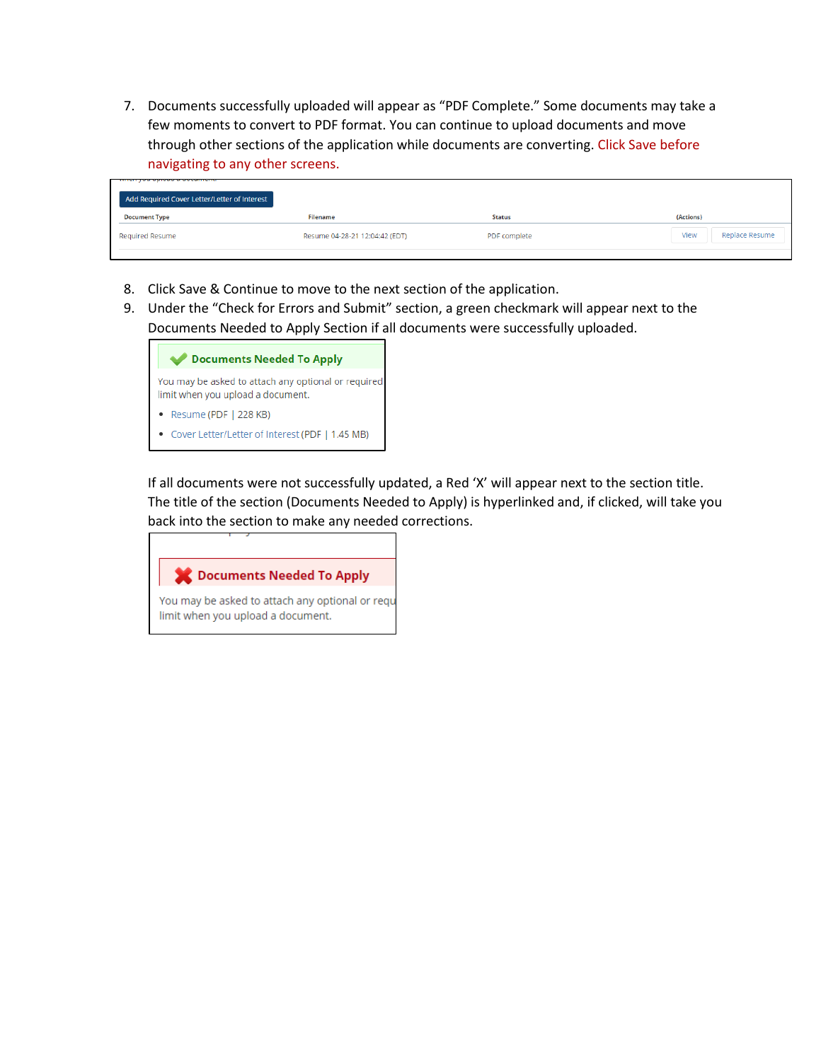7. Documents successfully uploaded will appear as "PDF Complete." Some documents may take a few moments to convert to PDF format. You can continue to upload documents and move through other sections of the application while documents are converting. Click Save before navigating to any other screens.

Add Required Cover Letter/Letter of Interest

| Document Type | Filename | Status | (Actions) |
|---|---|---|---|
| Required Resume | Resume 04-28-21 12:04:42 (EDT) | PDF complete | View / Replace Resume |

8. Click Save & Continue to move to the next section of the application.
9. Under the "Check for Errors and Submit" section, a green checkmark will appear next to the Documents Needed to Apply Section if all documents were successfully uploaded.

Documents Needed To Apply

You may be asked to attach any optional or required limit when you upload a document.

- Resume (PDF | 228 KB)
- Cover Letter/Letter of Interest (PDF | 1.45 MB)

If all documents were not successfully updated, a Red 'X' will appear next to the section title. The title of the section (Documents Needed to Apply) is hyperlinked and, if clicked, will take you back into the section to make any needed corrections.

Documents Needed To Apply

You may be asked to attach any optional or requ limit when you upload a document.